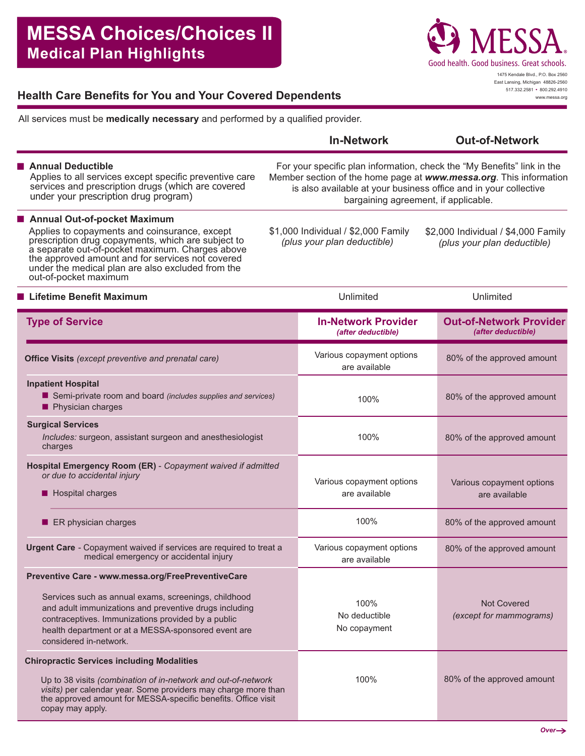# MESSA Choices/Choices II
## Medical Plan Highlights

MESSA
Good health. Good business. Great schools.

1475 Kendale Blvd., P.O. Box 2560
East Lansing, Michigan 48826-2560
517.332.2581 • 800.292.4910
www.messa.org

## Health Care Benefits for You and Your Covered Dependents

All services must be **medically necessary** and performed by a qualified provider.

| | In-Network | Out-of-Network |
|---|---|---|
| **Annual Deductible** Applies to all services except specific preventive care services and prescription drugs (which are covered under your prescription drug program) | For your specific plan information, check the "My Benefits" link in the Member section of the home page at ***www.messa.org***. This information is also available at your business office and in your collective bargaining agreement, if applicable. | |
| **Annual Out-of-pocket Maximum** Applies to copayments and coinsurance, except prescription drug copayments, which are subject to a separate out-of-pocket maximum. Charges above the approved amount and for services not covered under the medical plan are also excluded from the out-of-pocket maximum | $1,000 Individual / $2,000 Family *(plus your plan deductible)* | $2,000 Individual / $4,000 Family *(plus your plan deductible)* |
| **Lifetime Benefit Maximum** | Unlimited | Unlimited |

| Type of Service | In-Network Provider *(after deductible)* | Out-of-Network Provider *(after deductible)* |
|---|---|---|
| **Office Visits** *(except preventive and prenatal care)* | Various copayment options are available | 80% of the approved amount |
| **Inpatient Hospital** <br> ■ Semi-private room and board *(includes supplies and services)* <br> ■ Physician charges | 100% | 80% of the approved amount |
| **Surgical Services** <br> *Includes:* surgeon, assistant surgeon and anesthesiologist charges | 100% | 80% of the approved amount |
| **Hospital Emergency Room (ER)** - *Copayment waived if admitted or due to accidental injury* <br> ■ Hospital charges | Various copayment options are available | Various copayment options are available |
| ■ ER physician charges | 100% | 80% of the approved amount |
| **Urgent Care** - Copayment waived if services are required to treat a medical emergency or accidental injury | Various copayment options are available | 80% of the approved amount |
| **Preventive Care - www.messa.org/FreePreventiveCare** <br> Services such as annual exams, screenings, childhood and adult immunizations and preventive drugs including contraceptives. Immunizations provided by a public health department or at a MESSA-sponsored event are considered in-network. | 100% <br> No deductible <br> No copayment | Not Covered <br> *(except for mammograms)* |
| **Chiropractic Services including Modalities** <br> Up to 38 visits *(combination of in-network and out-of-network visits)* per calendar year. Some providers may charge more than the approved amount for MESSA-specific benefits. Office visit copay may apply. | 100% | 80% of the approved amount |

*Over→*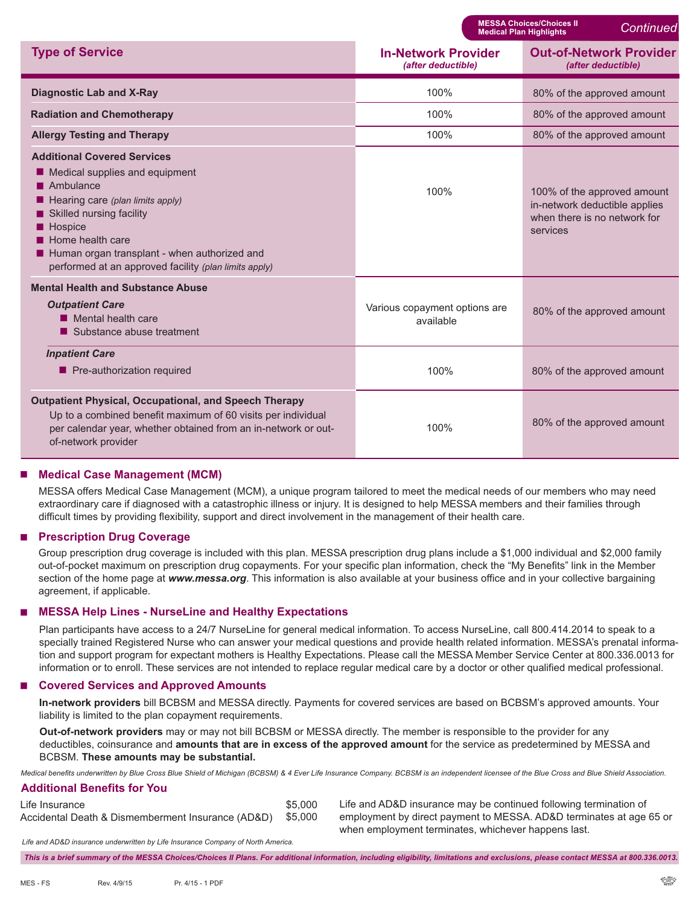| Type of Service | In-Network Provider *(after deductible)* | Out-of-Network Provider *(after deductible)* |
|---|---|---|
| **Diagnostic Lab and X-Ray** | 100% | 80% of the approved amount |
| **Radiation and Chemotherapy** | 100% | 80% of the approved amount |
| **Allergy Testing and Therapy** | 100% | 80% of the approved amount |
| **Additional Covered Services** <br> ■ Medical supplies and equipment <br> ■ Ambulance <br> ■ Hearing care *(plan limits apply)* <br> ■ Skilled nursing facility <br> ■ Hospice <br> ■ Home health care <br> ■ Human organ transplant - when authorized and performed at an approved facility *(plan limits apply)* | 100% | 100% of the approved amount in-network deductible applies when there is no network for services |
| **Mental Health and Substance Abuse** <br> ***Outpatient Care*** <br> ■ Mental health care <br> ■ Substance abuse treatment | Various copayment options are available | 80% of the approved amount |
| ***Inpatient Care*** <br> ■ Pre-authorization required | 100% | 80% of the approved amount |
| **Outpatient Physical, Occupational, and Speech Therapy** <br> Up to a combined benefit maximum of 60 visits per individual per calendar year, whether obtained from an in-network or out-of-network provider | 100% | 80% of the approved amount |

## Medical Case Management (MCM)

MESSA offers Medical Case Management (MCM), a unique program tailored to meet the medical needs of our members who may need extraordinary care if diagnosed with a catastrophic illness or injury. It is designed to help MESSA members and their families through difficult times by providing flexibility, support and direct involvement in the management of their health care.

## Prescription Drug Coverage

Group prescription drug coverage is included with this plan. MESSA prescription drug plans include a $1,000 individual and $2,000 family out-of-pocket maximum on prescription drug copayments. For your specific plan information, check the "My Benefits" link in the Member section of the home page at ***www.messa.org***. This information is also available at your business office and in your collective bargaining agreement, if applicable.

## MESSA Help Lines - NurseLine and Healthy Expectations

Plan participants have access to a 24/7 NurseLine for general medical information. To access NurseLine, call 800.414.2014 to speak to a specially trained Registered Nurse who can answer your medical questions and provide health related information. MESSA's prenatal information and support program for expectant mothers is Healthy Expectations. Please call the MESSA Member Service Center at 800.336.0013 for information or to enroll. These services are not intended to replace regular medical care by a doctor or other qualified medical professional.

## Covered Services and Approved Amounts

**In-network providers** bill BCBSM and MESSA directly. Payments for covered services are based on BCBSM's approved amounts. Your liability is limited to the plan copayment requirements.

**Out-of-network providers** may or may not bill BCBSM or MESSA directly. The member is responsible to the provider for any deductibles, coinsurance and **amounts that are in excess of the approved amount** for the service as predetermined by MESSA and BCBSM. **These amounts may be substantial.**

*Medical benefits underwritten by Blue Cross Blue Shield of Michigan (BCBSM) & 4 Ever Life Insurance Company. BCBSM is an independent licensee of the Blue Cross and Blue Shield Association.*

## Additional Benefits for You

| | |
|---|---|
| Life Insurance | $5,000 |
| Accidental Death & Dismemberment Insurance (AD&D) | $5,000 |

Life and AD&D insurance may be continued following termination of employment by direct payment to MESSA. AD&D terminates at age 65 or when employment terminates, whichever happens last.

*Life and AD&D insurance underwritten by Life Insurance Company of North America.*

***This is a brief summary of the MESSA Choices/Choices II Plans. For additional information, including eligibility, limitations and exclusions, please contact MESSA at 800.336.0013.***

MES - FS Rev. 4/9/15 Pr. 4/15 - 1 PDF